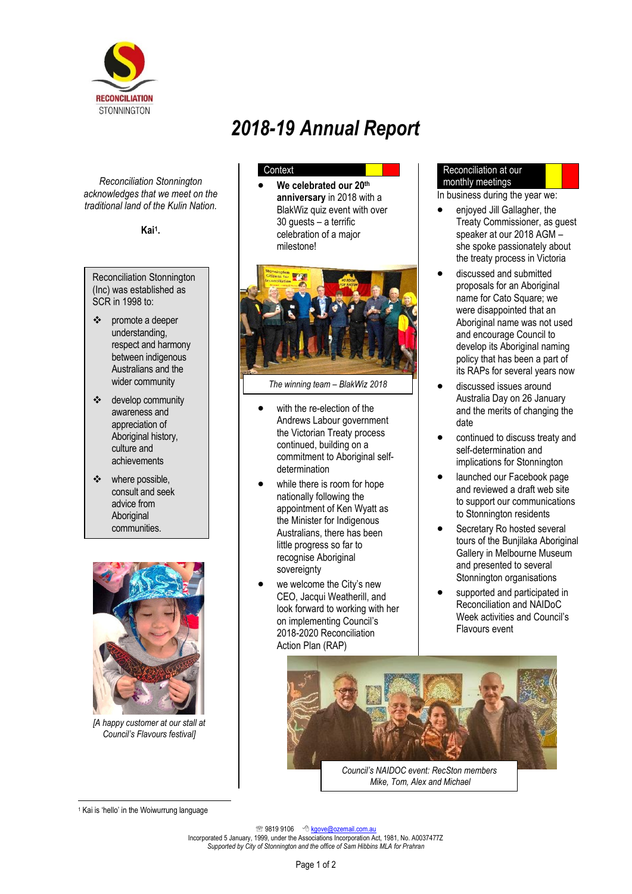RECONCILIATION STONNINGTON

# 2018-19 Annual Report

*Reconciliation Stonnington acknowledges that we meet on the traditional land of the Kulin Nation.*

**Kai**[1]**.**

Reconciliation Stonnington (Inc) was established as SCR in 1998 to:

- promote a deeper understanding, respect and harmony between indigenous Australians and the wider community
- develop community awareness and appreciation of Aboriginal history, culture and achievements
- where possible, consult and seek advice from Aboriginal communities.

[A happy customer at our stall at Council's Flavours festival]

## Context

- **We celebrated our 20th anniversary** in 2018 with a BlakWiz quiz event with over 30 guests – a terrific celebration of a major milestone!

*The winning team – BlakWiz 2018*

- with the re-election of the Andrews Labour government the Victorian Treaty process continued, building on a commitment to Aboriginal self-determination
- while there is room for hope nationally following the appointment of Ken Wyatt as the Minister for Indigenous Australians, there has been little progress so far to recognise Aboriginal sovereignty
- we welcome the City's new CEO, Jacqui Weatherill, and look forward to working with her on implementing Council's 2018-2020 Reconciliation Action Plan (RAP)

## Reconciliation at our monthly meetings

In business during the year we:

- enjoyed Jill Gallagher, the Treaty Commissioner, as guest speaker at our 2018 AGM – she spoke passionately about the treaty process in Victoria
- discussed and submitted proposals for an Aboriginal name for Cato Square; we were disappointed that an Aboriginal name was not used and encourage Council to develop its Aboriginal naming policy that has been a part of its RAPs for several years now
- discussed issues around Australia Day on 26 January and the merits of changing the date
- continued to discuss treaty and self-determination and implications for Stonnington
- launched our Facebook page and reviewed a draft web site to support our communications to Stonnington residents
- Secretary Ro hosted several tours of the Bunjilaka Aboriginal Gallery in Melbourne Museum and presented to several Stonnington organisations
- supported and participated in Reconciliation and NAIDoC Week activities and Council's Flavours event

*Council's NAIDOC event: RecSton members Mike, Tom, Alex and Michael*

[1] Kai is 'hello' in the Woiwurrung language

☏ 9819 9106 ✉ kgove@ozemail.com.au
Incorporated 5 January, 1999, under the Associations Incorporation Act, 1981, No. A0037477Z
*Supported by City of Stonnington and the office of Sam Hibbins MLA for Prahran*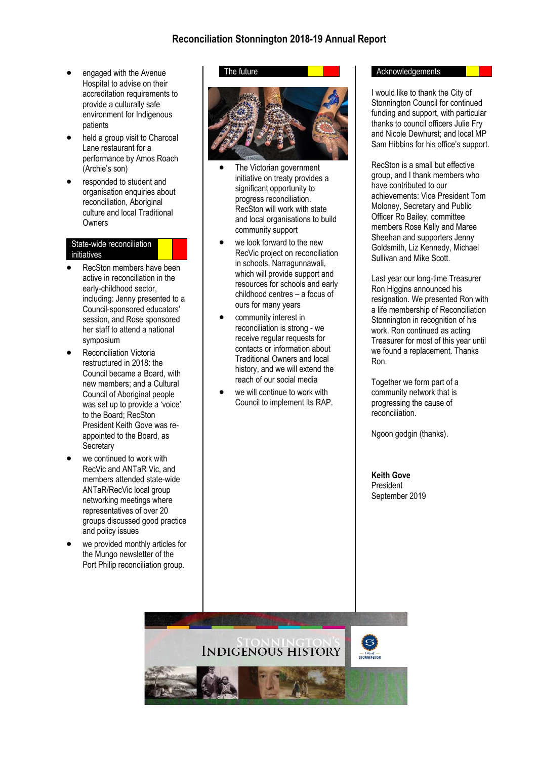# Reconciliation Stonnington 2018-19 Annual Report

- engaged with the Avenue Hospital to advise on their accreditation requirements to provide a culturally safe environment for Indigenous patients
- held a group visit to Charcoal Lane restaurant for a performance by Amos Roach (Archie's son)
- responded to student and organisation enquiries about reconciliation, Aboriginal culture and local Traditional Owners

## State-wide reconciliation initiatives

- RecSton members have been active in reconciliation in the early-childhood sector, including: Jenny presented to a Council-sponsored educators' session, and Rose sponsored her staff to attend a national symposium
- Reconciliation Victoria restructured in 2018: the Council became a Board, with new members; and a Cultural Council of Aboriginal people was set up to provide a 'voice' to the Board; RecSton President Keith Gove was re-appointed to the Board, as Secretary
- we continued to work with RecVic and ANTaR Vic, and members attended state-wide ANTaR/RecVic local group networking meetings where representatives of over 20 groups discussed good practice and policy issues
- we provided monthly articles for the Mungo newsletter of the Port Philip reconciliation group.

## The future

- The Victorian government initiative on treaty provides a significant opportunity to progress reconciliation. RecSton will work with state and local organisations to build community support
- we look forward to the new RecVic project on reconciliation in schools, Narragunnawali, which will provide support and resources for schools and early childhood centres – a focus of ours for many years
- community interest in reconciliation is strong - we receive regular requests for contacts or information about Traditional Owners and local history, and we will extend the reach of our social media
- we will continue to work with Council to implement its RAP.

## Acknowledgements

I would like to thank the City of Stonnington Council for continued funding and support, with particular thanks to council officers Julie Fry and Nicole Dewhurst; and local MP Sam Hibbins for his office's support.

RecSton is a small but effective group, and I thank members who have contributed to our achievements: Vice President Tom Moloney, Secretary and Public Officer Ro Bailey, committee members Rose Kelly and Maree Sheehan and supporters Jenny Goldsmith, Liz Kennedy, Michael Sullivan and Mike Scott.

Last year our long-time Treasurer Ron Higgins announced his resignation. We presented Ron with a life membership of Reconciliation Stonnington in recognition of his work. Ron continued as acting Treasurer for most of this year until we found a replacement. Thanks Ron.

Together we form part of a community network that is progressing the cause of reconciliation.

Ngoon godgin (thanks).

**Keith Gove**
President
September 2019

Stonnington's Indigenous History

City of Stonnington